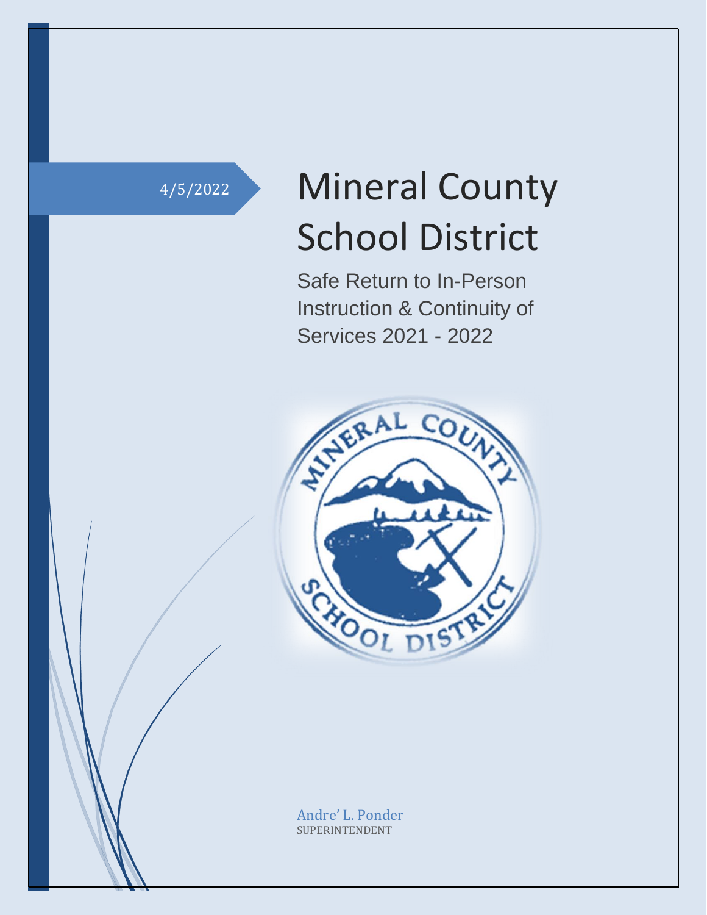4/5/2022

# Mineral County School District

Safe Return to In-Person Instruction & Continuity of Services 2021 - 2022

Andre' L. Ponder
SUPERINTENDENT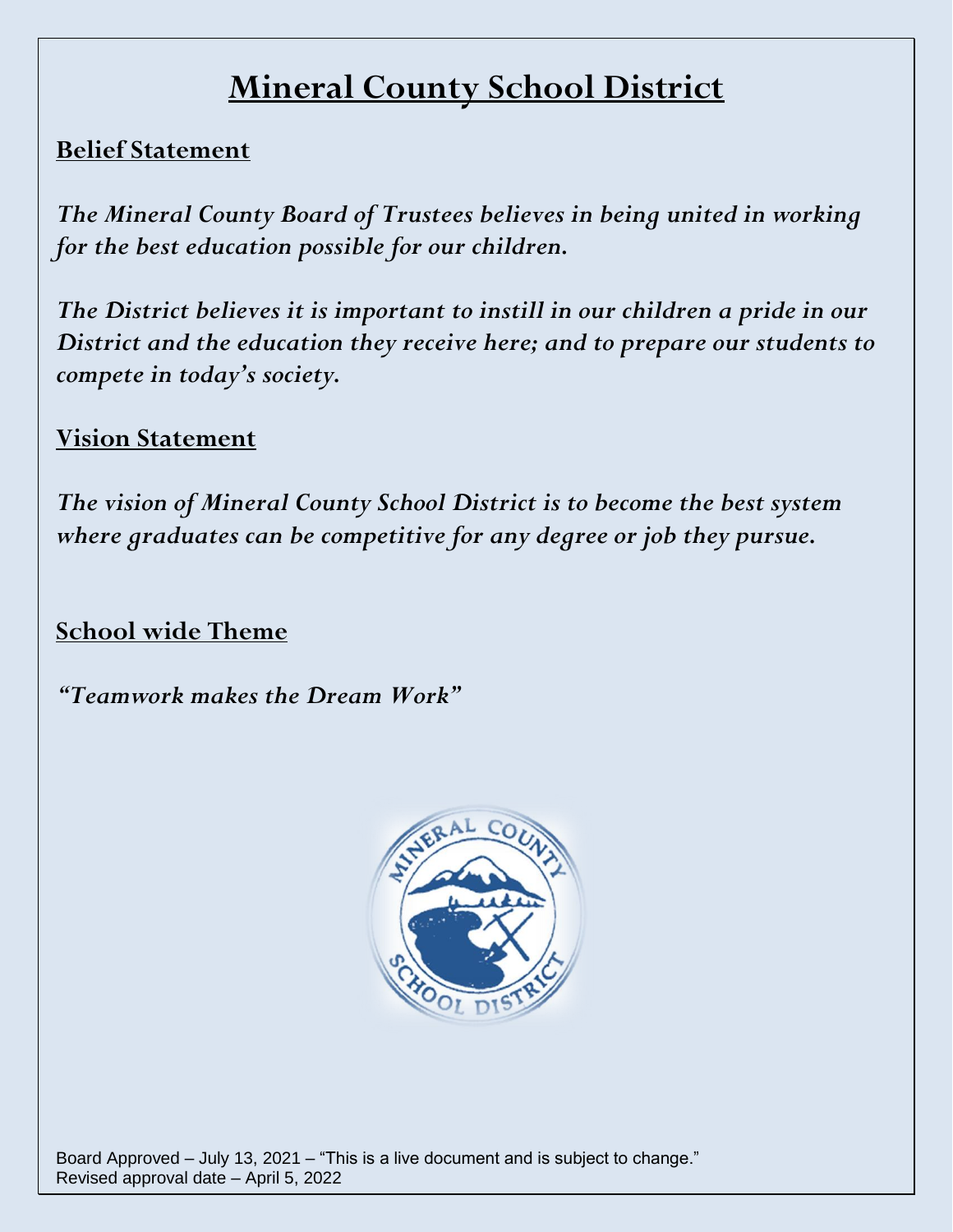# Mineral County School District

## Belief Statement

***The Mineral County Board of Trustees believes in being united in working for the best education possible for our children.***

***The District believes it is important to instill in our children a pride in our District and the education they receive here; and to prepare our students to compete in today's society.***

## Vision Statement

***The vision of Mineral County School District is to become the best system where graduates can be competitive for any degree or job they pursue.***

## School wide Theme

***"Teamwork makes the Dream Work"***

Board Approved – July 13, 2021 – "This is a live document and is subject to change."
Revised approval date – April 5, 2022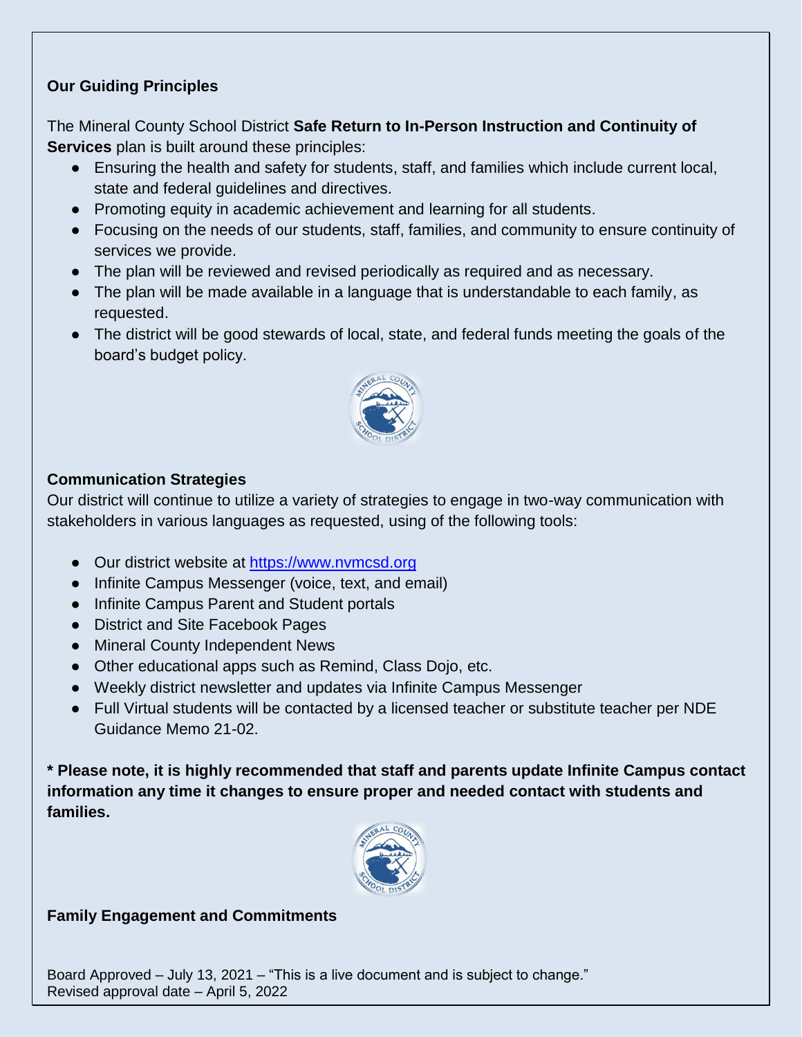## Our Guiding Principles

The Mineral County School District **Safe Return to In-Person Instruction and Continuity of Services** plan is built around these principles:

- Ensuring the health and safety for students, staff, and families which include current local, state and federal guidelines and directives.
- Promoting equity in academic achievement and learning for all students.
- Focusing on the needs of our students, staff, families, and community to ensure continuity of services we provide.
- The plan will be reviewed and revised periodically as required and as necessary.
- The plan will be made available in a language that is understandable to each family, as requested.
- The district will be good stewards of local, state, and federal funds meeting the goals of the board's budget policy.

## Communication Strategies

Our district will continue to utilize a variety of strategies to engage in two-way communication with stakeholders in various languages as requested, using of the following tools:

- Our district website at [https://www.nvmcsd.org](https://www.nvmcsd.org)
- Infinite Campus Messenger (voice, text, and email)
- Infinite Campus Parent and Student portals
- District and Site Facebook Pages
- Mineral County Independent News
- Other educational apps such as Remind, Class Dojo, etc.
- Weekly district newsletter and updates via Infinite Campus Messenger
- Full Virtual students will be contacted by a licensed teacher or substitute teacher per NDE Guidance Memo 21-02.

**\* Please note, it is highly recommended that staff and parents update Infinite Campus contact information any time it changes to ensure proper and needed contact with students and families.**

## Family Engagement and Commitments

Board Approved – July 13, 2021 – "This is a live document and is subject to change."
Revised approval date – April 5, 2022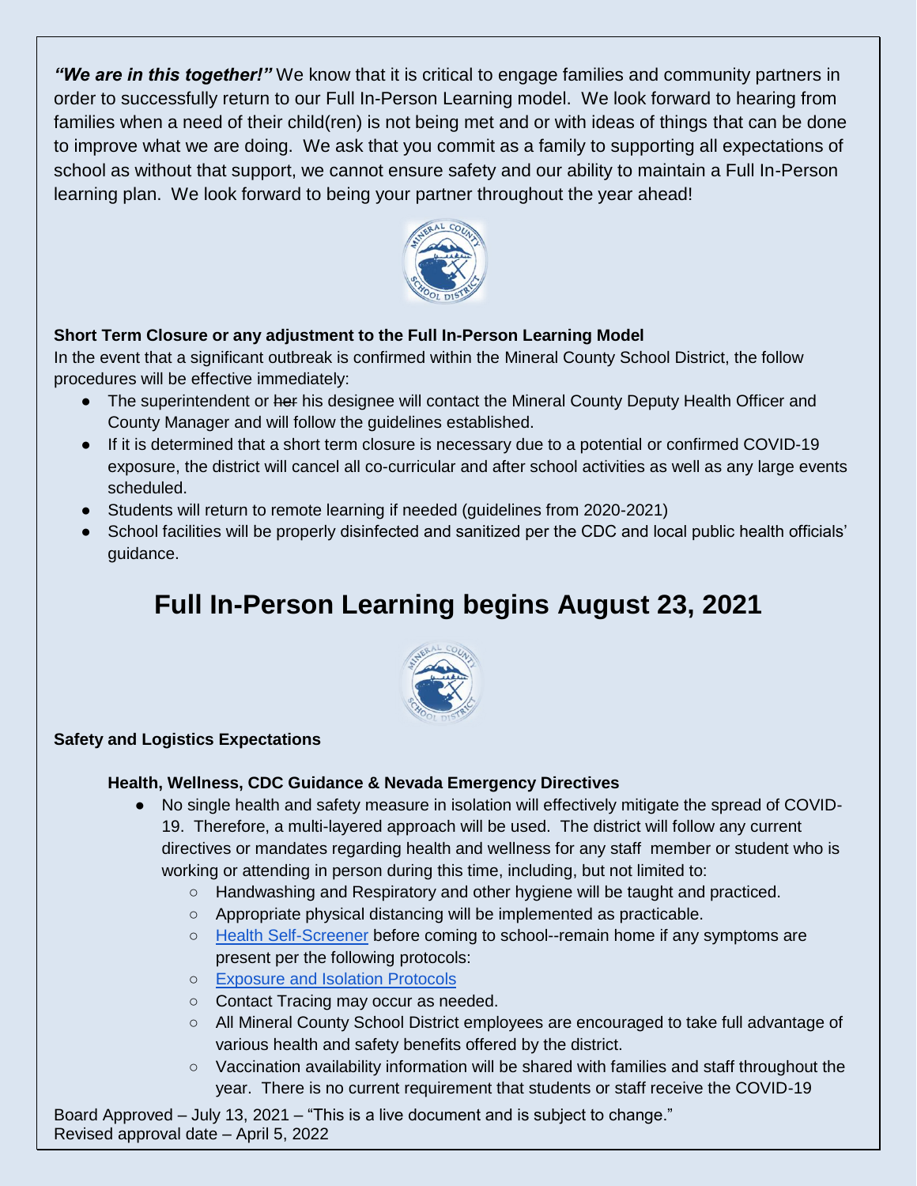***"We are in this together!"*** We know that it is critical to engage families and community partners in order to successfully return to our Full In-Person Learning model. We look forward to hearing from families when a need of their child(ren) is not being met and or with ideas of things that can be done to improve what we are doing. We ask that you commit as a family to supporting all expectations of school as without that support, we cannot ensure safety and our ability to maintain a Full In-Person learning plan. We look forward to being your partner throughout the year ahead!

**Short Term Closure or any adjustment to the Full In-Person Learning Model**

In the event that a significant outbreak is confirmed within the Mineral County School District, the follow procedures will be effective immediately:

- The superintendent or ~~her~~ his designee will contact the Mineral County Deputy Health Officer and County Manager and will follow the guidelines established.
- If it is determined that a short term closure is necessary due to a potential or confirmed COVID-19 exposure, the district will cancel all co-curricular and after school activities as well as any large events scheduled.
- Students will return to remote learning if needed (guidelines from 2020-2021)
- School facilities will be properly disinfected and sanitized per the CDC and local public health officials' guidance.

# Full In-Person Learning begins August 23, 2021

**Safety and Logistics Expectations**

**Health, Wellness, CDC Guidance & Nevada Emergency Directives**

- No single health and safety measure in isolation will effectively mitigate the spread of COVID-19. Therefore, a multi-layered approach will be used. The district will follow any current directives or mandates regarding health and wellness for any staff member or student who is working or attending in person during this time, including, but not limited to:
  - Handwashing and Respiratory and other hygiene will be taught and practiced.
  - Appropriate physical distancing will be implemented as practicable.
  - Health Self-Screener before coming to school--remain home if any symptoms are present per the following protocols:
  - Exposure and Isolation Protocols
  - Contact Tracing may occur as needed.
  - All Mineral County School District employees are encouraged to take full advantage of various health and safety benefits offered by the district.
  - Vaccination availability information will be shared with families and staff throughout the year. There is no current requirement that students or staff receive the COVID-19

Board Approved – July 13, 2021 – "This is a live document and is subject to change."
Revised approval date – April 5, 2022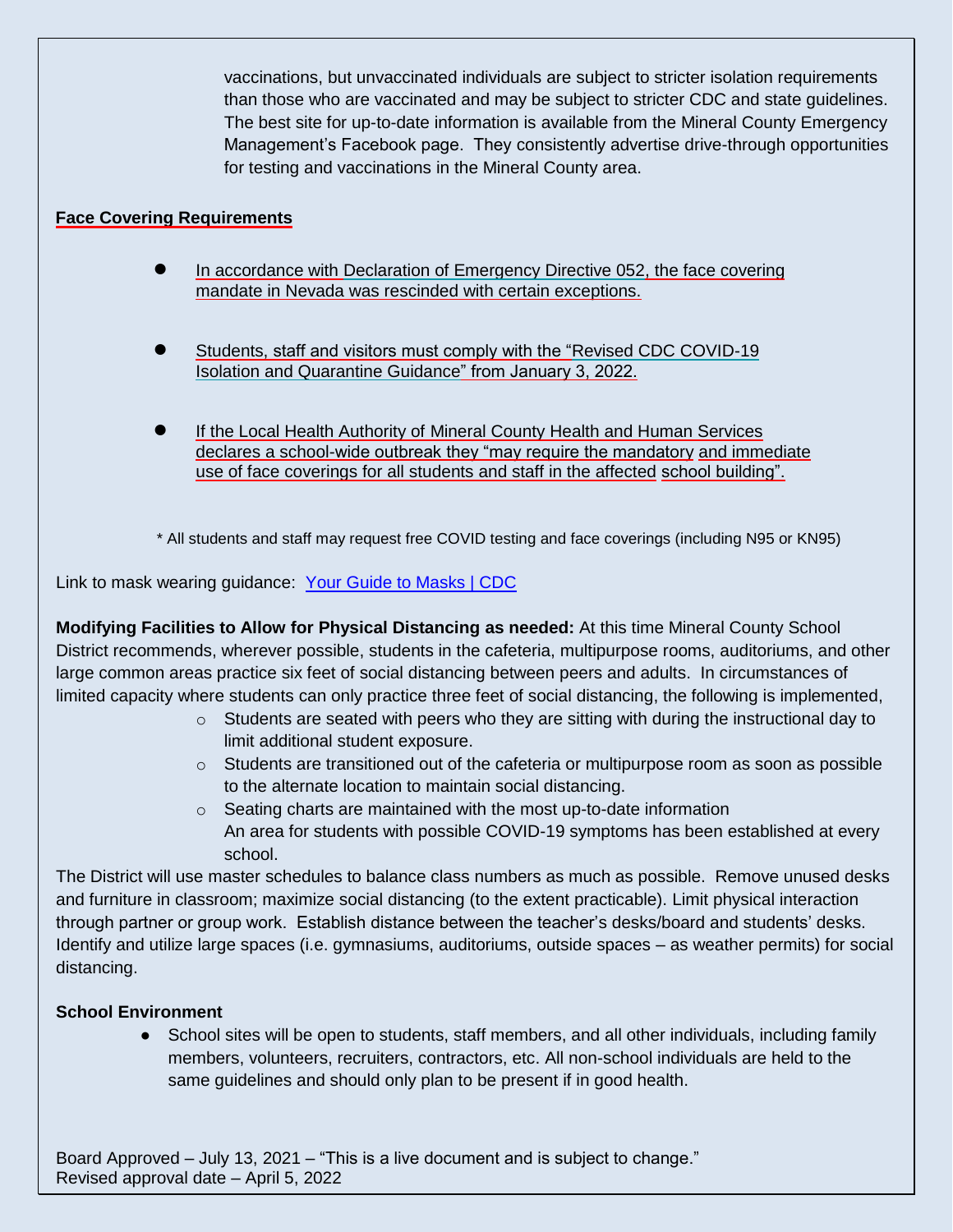vaccinations, but unvaccinated individuals are subject to stricter isolation requirements than those who are vaccinated and may be subject to stricter CDC and state guidelines. The best site for up-to-date information is available from the Mineral County Emergency Management's Facebook page. They consistently advertise drive-through opportunities for testing and vaccinations in the Mineral County area.

**Face Covering Requirements**

- In accordance with Declaration of Emergency Directive 052, the face covering mandate in Nevada was rescinded with certain exceptions.

- Students, staff and visitors must comply with the "Revised CDC COVID-19 Isolation and Quarantine Guidance" from January 3, 2022.

- If the Local Health Authority of Mineral County Health and Human Services declares a school-wide outbreak they "may require the mandatory and immediate use of face coverings for all students and staff in the affected school building".

\* All students and staff may request free COVID testing and face coverings (including N95 or KN95)

Link to mask wearing guidance: [Your Guide to Masks | CDC]

**Modifying Facilities to Allow for Physical Distancing as needed:** At this time Mineral County School District recommends, wherever possible, students in the cafeteria, multipurpose rooms, auditoriums, and other large common areas practice six feet of social distancing between peers and adults. In circumstances of limited capacity where students can only practice three feet of social distancing, the following is implemented,

- Students are seated with peers who they are sitting with during the instructional day to limit additional student exposure.
- Students are transitioned out of the cafeteria or multipurpose room as soon as possible to the alternate location to maintain social distancing.
- Seating charts are maintained with the most up-to-date information
  An area for students with possible COVID-19 symptoms has been established at every school.

The District will use master schedules to balance class numbers as much as possible. Remove unused desks and furniture in classroom; maximize social distancing (to the extent practicable). Limit physical interaction through partner or group work. Establish distance between the teacher's desks/board and students' desks. Identify and utilize large spaces (i.e. gymnasiums, auditoriums, outside spaces – as weather permits) for social distancing.

**School Environment**

- School sites will be open to students, staff members, and all other individuals, including family members, volunteers, recruiters, contractors, etc. All non-school individuals are held to the same guidelines and should only plan to be present if in good health.

Board Approved – July 13, 2021 – "This is a live document and is subject to change."
Revised approval date – April 5, 2022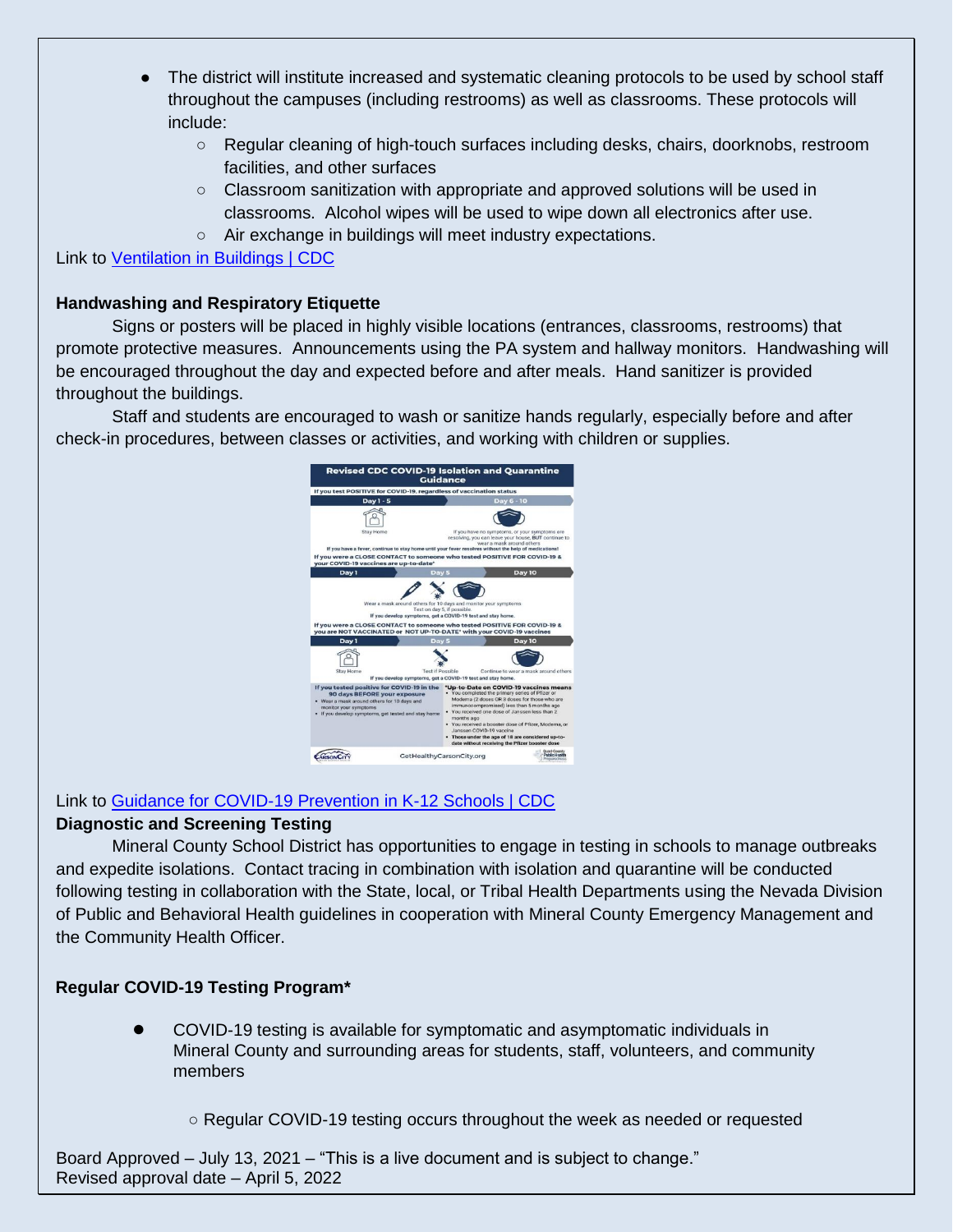- The district will institute increased and systematic cleaning protocols to be used by school staff throughout the campuses (including restrooms) as well as classrooms. These protocols will include:
  - Regular cleaning of high-touch surfaces including desks, chairs, doorknobs, restroom facilities, and other surfaces
  - Classroom sanitization with appropriate and approved solutions will be used in classrooms. Alcohol wipes will be used to wipe down all electronics after use.
  - Air exchange in buildings will meet industry expectations.

Link to [Ventilation in Buildings | CDC]

**Handwashing and Respiratory Etiquette**

Signs or posters will be placed in highly visible locations (entrances, classrooms, restrooms) that promote protective measures. Announcements using the PA system and hallway monitors. Handwashing will be encouraged throughout the day and expected before and after meals. Hand sanitizer is provided throughout the buildings.

Staff and students are encouraged to wash or sanitize hands regularly, especially before and after check-in procedures, between classes or activities, and working with children or supplies.

Link to [Guidance for COVID-19 Prevention in K-12 Schools | CDC]

**Diagnostic and Screening Testing**

Mineral County School District has opportunities to engage in testing in schools to manage outbreaks and expedite isolations. Contact tracing in combination with isolation and quarantine will be conducted following testing in collaboration with the State, local, or Tribal Health Departments using the Nevada Division of Public and Behavioral Health guidelines in cooperation with Mineral County Emergency Management and the Community Health Officer.

**Regular COVID-19 Testing Program***

- COVID-19 testing is available for symptomatic and asymptomatic individuals in Mineral County and surrounding areas for students, staff, volunteers, and community members
  - Regular COVID-19 testing occurs throughout the week as needed or requested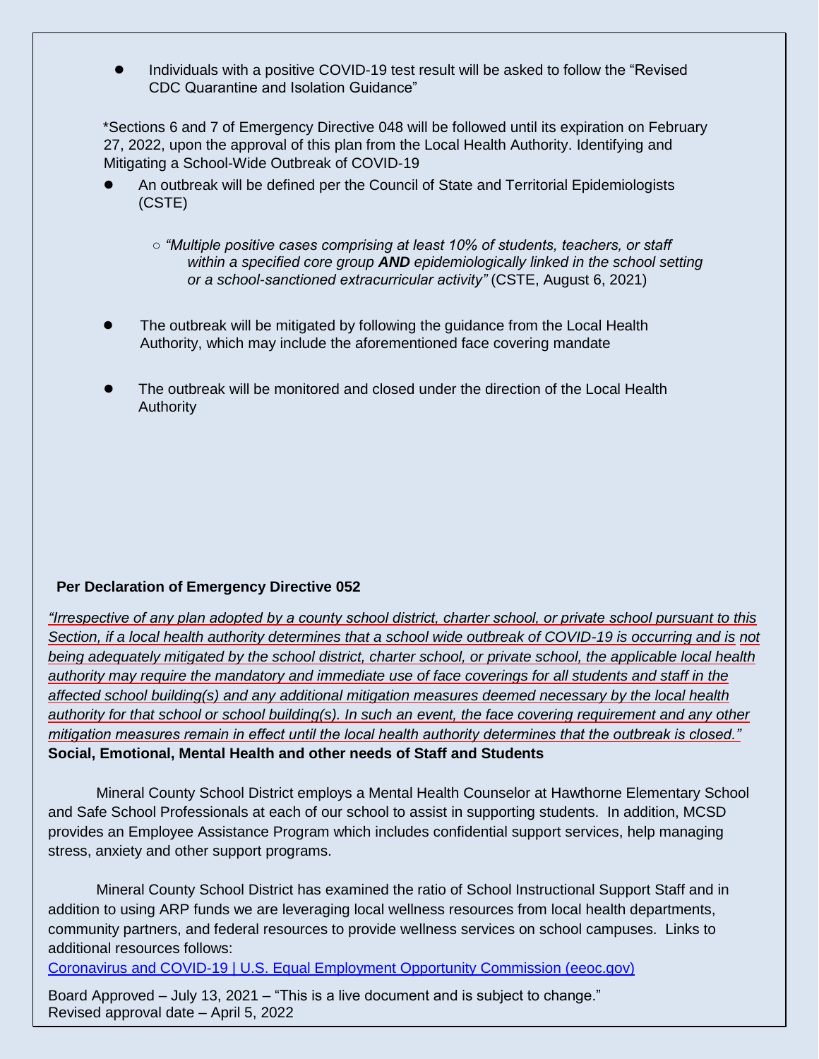- Individuals with a positive COVID-19 test result will be asked to follow the "Revised CDC Quarantine and Isolation Guidance"

*Sections 6 and 7 of Emergency Directive 048 will be followed until its expiration on February 27, 2022, upon the approval of this plan from the Local Health Authority. Identifying and Mitigating a School-Wide Outbreak of COVID-19

- An outbreak will be defined per the Council of State and Territorial Epidemiologists (CSTE)
  - *"Multiple positive cases comprising at least 10% of students, teachers, or staff within a specified core group **AND** epidemiologically linked in the school setting or a school-sanctioned extracurricular activity"* (CSTE, August 6, 2021)
- The outbreak will be mitigated by following the guidance from the Local Health Authority, which may include the aforementioned face covering mandate
- The outbreak will be monitored and closed under the direction of the Local Health Authority

**Per Declaration of Emergency Directive 052**

*"Irrespective of any plan adopted by a county school district, charter school, or private school pursuant to this Section, if a local health authority determines that a school wide outbreak of COVID-19 is occurring and is not being adequately mitigated by the school district, charter school, or private school, the applicable local health authority may require the mandatory and immediate use of face coverings for all students and staff in the affected school building(s) and any additional mitigation measures deemed necessary by the local health authority for that school or school building(s). In such an event, the face covering requirement and any other mitigation measures remain in effect until the local health authority determines that the outbreak is closed."*

**Social, Emotional, Mental Health and other needs of Staff and Students**

Mineral County School District employs a Mental Health Counselor at Hawthorne Elementary School and Safe School Professionals at each of our school to assist in supporting students. In addition, MCSD provides an Employee Assistance Program which includes confidential support services, help managing stress, anxiety and other support programs.

Mineral County School District has examined the ratio of School Instructional Support Staff and in addition to using ARP funds we are leveraging local wellness resources from local health departments, community partners, and federal resources to provide wellness services on school campuses. Links to additional resources follows:

Coronavirus and COVID-19 | U.S. Equal Employment Opportunity Commission (eeoc.gov)

Board Approved – July 13, 2021 – "This is a live document and is subject to change."
Revised approval date – April 5, 2022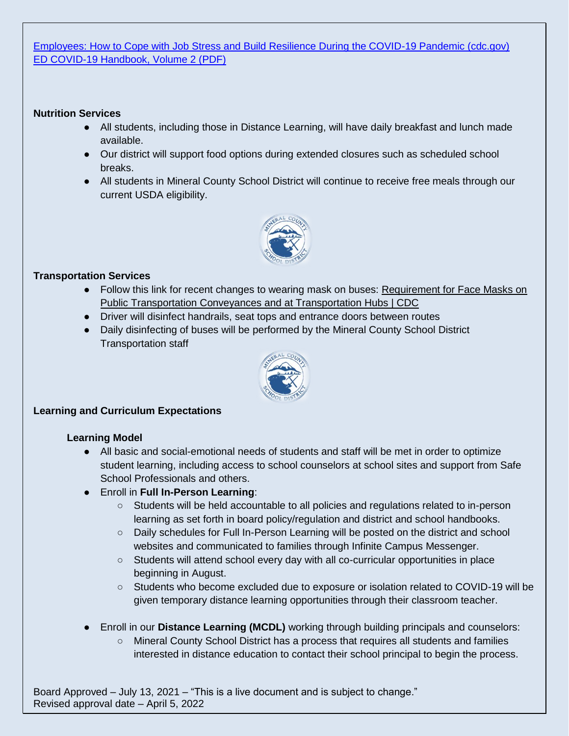[Employees: How to Cope with Job Stress and Build Resilience During the COVID-19 Pandemic (cdc.gov)](#)
[ED COVID-19 Handbook, Volume 2 (PDF)](#)

**Nutrition Services**

- All students, including those in Distance Learning, will have daily breakfast and lunch made available.
- Our district will support food options during extended closures such as scheduled school breaks.
- All students in Mineral County School District will continue to receive free meals through our current USDA eligibility.

**Transportation Services**

- Follow this link for recent changes to wearing mask on buses: Requirement for Face Masks on Public Transportation Conveyances and at Transportation Hubs | CDC
- Driver will disinfect handrails, seat tops and entrance doors between routes
- Daily disinfecting of buses will be performed by the Mineral County School District Transportation staff

**Learning and Curriculum Expectations**

**Learning Model**

- All basic and social-emotional needs of students and staff will be met in order to optimize student learning, including access to school counselors at school sites and support from Safe School Professionals and others.
- Enroll in **Full In-Person Learning**:
  - Students will be held accountable to all policies and regulations related to in-person learning as set forth in board policy/regulation and district and school handbooks.
  - Daily schedules for Full In-Person Learning will be posted on the district and school websites and communicated to families through Infinite Campus Messenger.
  - Students will attend school every day with all co-curricular opportunities in place beginning in August.
  - Students who become excluded due to exposure or isolation related to COVID-19 will be given temporary distance learning opportunities through their classroom teacher.

- Enroll in our **Distance Learning (MCDL)** working through building principals and counselors:
  - Mineral County School District has a process that requires all students and families interested in distance education to contact their school principal to begin the process.

Board Approved – July 13, 2021 – "This is a live document and is subject to change."
Revised approval date – April 5, 2022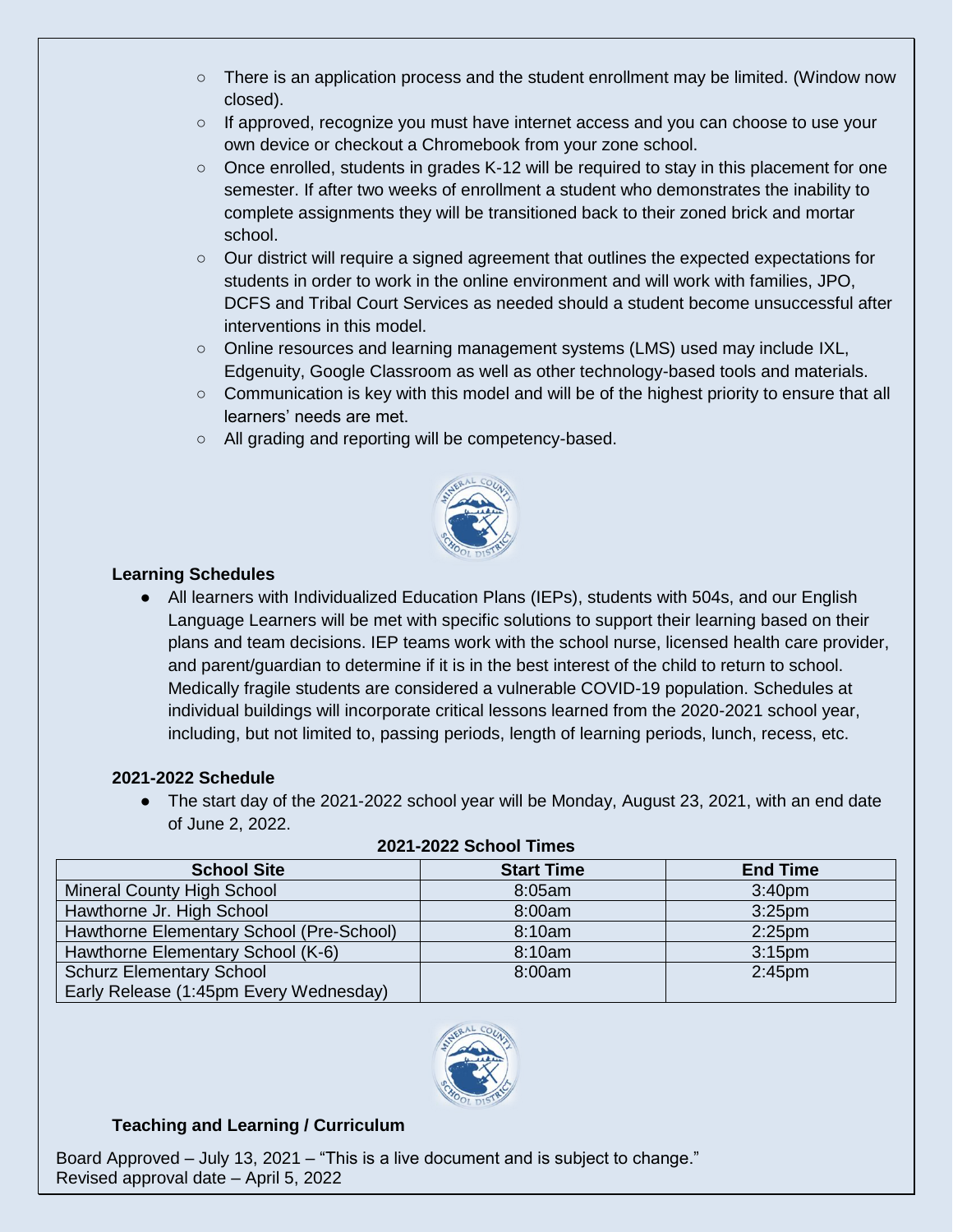- There is an application process and the student enrollment may be limited. (Window now closed).
- If approved, recognize you must have internet access and you can choose to use your own device or checkout a Chromebook from your zone school.
- Once enrolled, students in grades K-12 will be required to stay in this placement for one semester. If after two weeks of enrollment a student who demonstrates the inability to complete assignments they will be transitioned back to their zoned brick and mortar school.
- Our district will require a signed agreement that outlines the expected expectations for students in order to work in the online environment and will work with families, JPO, DCFS and Tribal Court Services as needed should a student become unsuccessful after interventions in this model.
- Online resources and learning management systems (LMS) used may include IXL, Edgenuity, Google Classroom as well as other technology-based tools and materials.
- Communication is key with this model and will be of the highest priority to ensure that all learners' needs are met.
- All grading and reporting will be competency-based.

### Learning Schedules

- All learners with Individualized Education Plans (IEPs), students with 504s, and our English Language Learners will be met with specific solutions to support their learning based on their plans and team decisions. IEP teams work with the school nurse, licensed health care provider, and parent/guardian to determine if it is in the best interest of the child to return to school. Medically fragile students are considered a vulnerable COVID-19 population. Schedules at individual buildings will incorporate critical lessons learned from the 2020-2021 school year, including, but not limited to, passing periods, length of learning periods, lunch, recess, etc.

### 2021-2022 Schedule

- The start day of the 2021-2022 school year will be Monday, August 23, 2021, with an end date of June 2, 2022.

**2021-2022 School Times**

| School Site | Start Time | End Time |
|---|---|---|
| Mineral County High School | 8:05am | 3:40pm |
| Hawthorne Jr. High School | 8:00am | 3:25pm |
| Hawthorne Elementary School (Pre-School) | 8:10am | 2:25pm |
| Hawthorne Elementary School (K-6) | 8:10am | 3:15pm |
| Schurz Elementary School<br>Early Release (1:45pm Every Wednesday) | 8:00am | 2:45pm |

### Teaching and Learning / Curriculum

Board Approved – July 13, 2021 – "This is a live document and is subject to change."
Revised approval date – April 5, 2022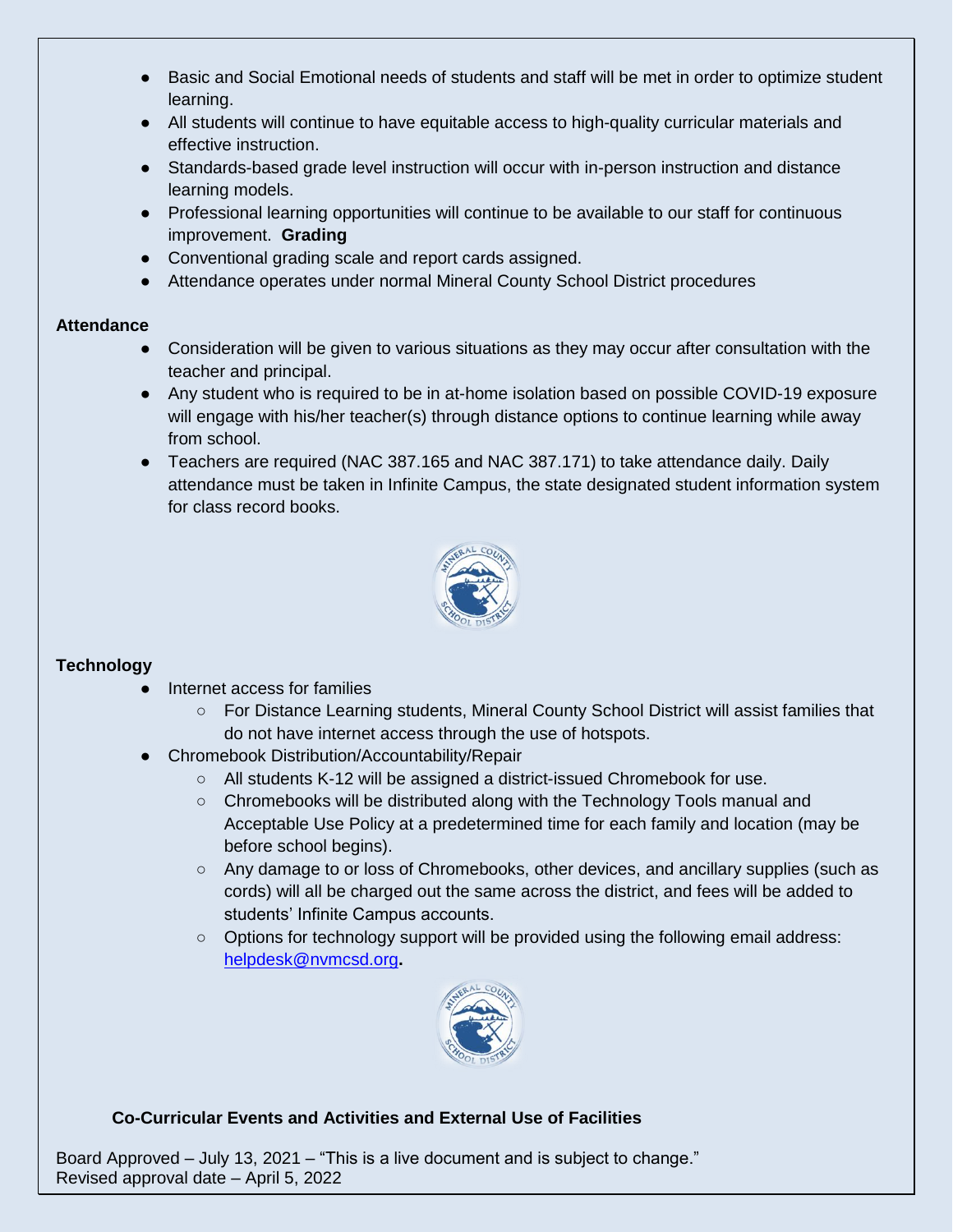- Basic and Social Emotional needs of students and staff will be met in order to optimize student learning.
- All students will continue to have equitable access to high-quality curricular materials and effective instruction.
- Standards-based grade level instruction will occur with in-person instruction and distance learning models.
- Professional learning opportunities will continue to be available to our staff for continuous improvement. **Grading**
- Conventional grading scale and report cards assigned.
- Attendance operates under normal Mineral County School District procedures

**Attendance**

- Consideration will be given to various situations as they may occur after consultation with the teacher and principal.
- Any student who is required to be in at-home isolation based on possible COVID-19 exposure will engage with his/her teacher(s) through distance options to continue learning while away from school.
- Teachers are required (NAC 387.165 and NAC 387.171) to take attendance daily. Daily attendance must be taken in Infinite Campus, the state designated student information system for class record books.

**Technology**

- Internet access for families
  - For Distance Learning students, Mineral County School District will assist families that do not have internet access through the use of hotspots.
- Chromebook Distribution/Accountability/Repair
  - All students K-12 will be assigned a district-issued Chromebook for use.
  - Chromebooks will be distributed along with the Technology Tools manual and Acceptable Use Policy at a predetermined time for each family and location (may be before school begins).
  - Any damage to or loss of Chromebooks, other devices, and ancillary supplies (such as cords) will all be charged out the same across the district, and fees will be added to students' Infinite Campus accounts.
  - Options for technology support will be provided using the following email address: helpdesk@nvmcsd.org**.**

**Co-Curricular Events and Activities and External Use of Facilities**

Board Approved – July 13, 2021 – "This is a live document and is subject to change."
Revised approval date – April 5, 2022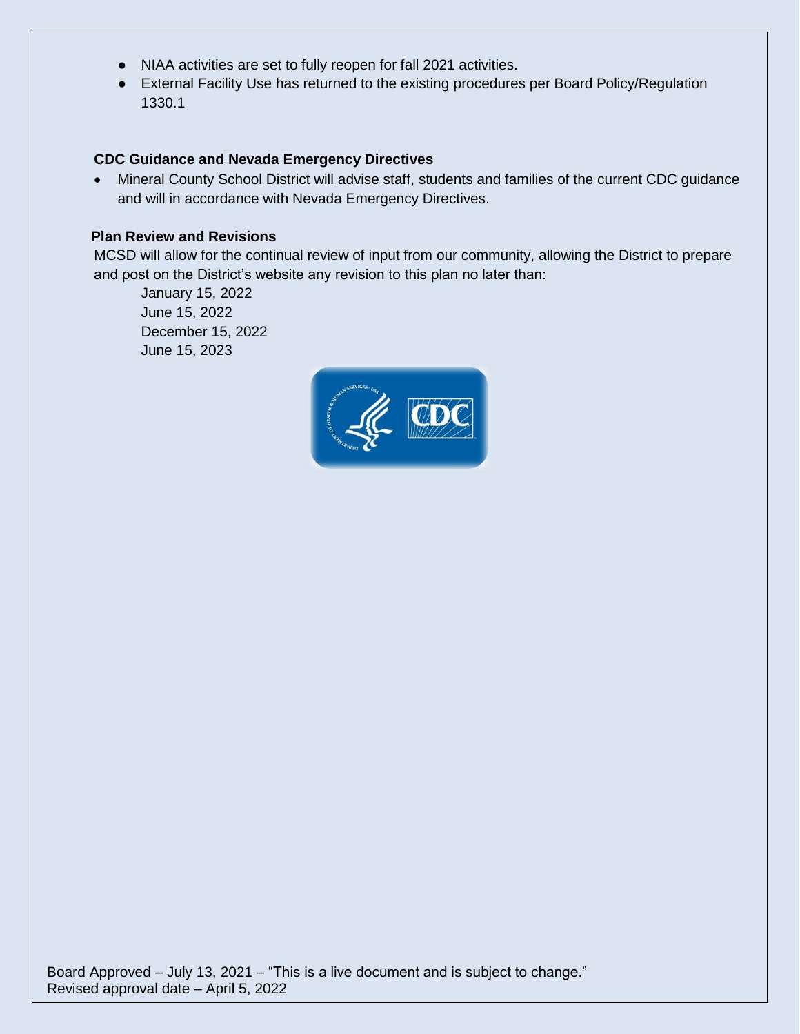- NIAA activities are set to fully reopen for fall 2021 activities.
- External Facility Use has returned to the existing procedures per Board Policy/Regulation 1330.1

**CDC Guidance and Nevada Emergency Directives**

- Mineral County School District will advise staff, students and families of the current CDC guidance and will in accordance with Nevada Emergency Directives.

**Plan Review and Revisions**

MCSD will allow for the continual review of input from our community, allowing the District to prepare and post on the District's website any revision to this plan no later than:

January 15, 2022
June 15, 2022
December 15, 2022
June 15, 2023

Board Approved – July 13, 2021 – "This is a live document and is subject to change."
Revised approval date – April 5, 2022